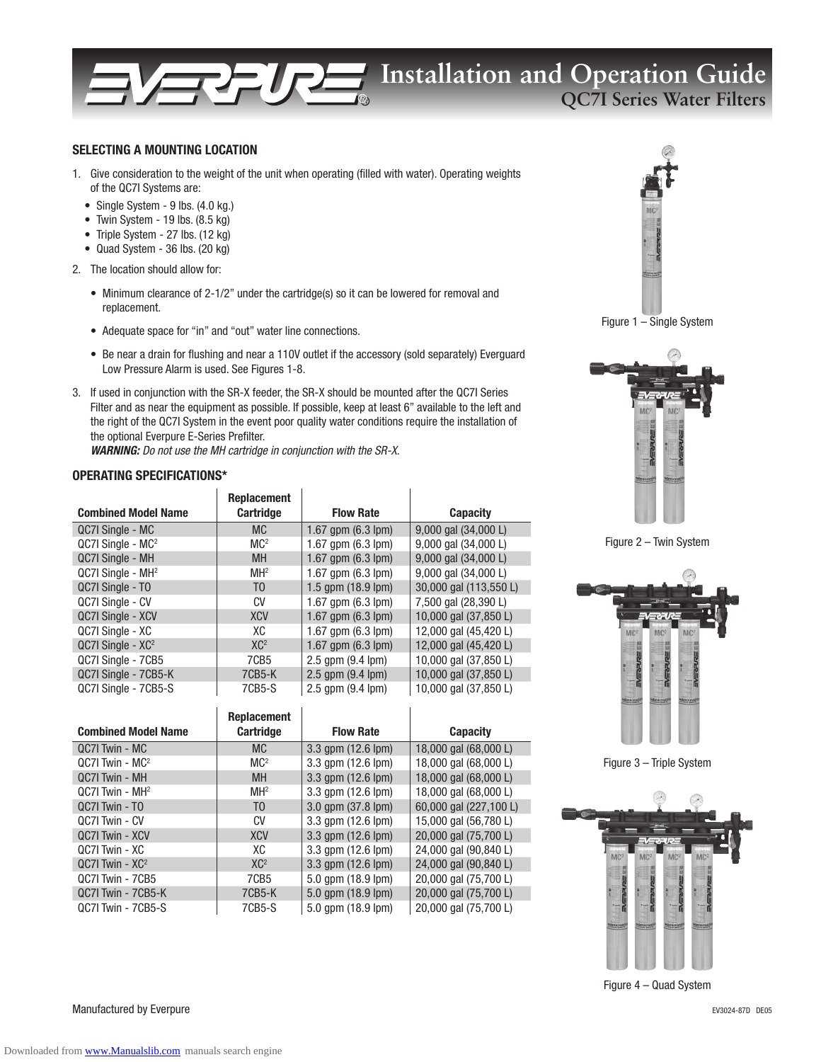# Installation and Operation Guide

## QC7I Series Water Filters

### SELECTING A MOUNTING LOCATION

1. Give consideration to the weight of the unit when operating (filled with water). Operating weights of the QC7I Systems are:
   - Single System - 9 lbs. (4.0 kg.)
   - Twin System - 19 lbs. (8.5 kg)
   - Triple System - 27 lbs. (12 kg)
   - Quad System - 36 lbs. (20 kg)
2. The location should allow for:
   - Minimum clearance of 2-1/2" under the cartridge(s) so it can be lowered for removal and replacement.
   - Adequate space for "in" and "out" water line connections.
   - Be near a drain for flushing and near a 110V outlet if the accessory (sold separately) Everguard Low Pressure Alarm is used. See Figures 1-8.
3. If used in conjunction with the SR-X feeder, the SR-X should be mounted after the QC7I Series Filter and as near the equipment as possible. If possible, keep at least 6" available to the left and the right of the QC7I System in the event poor quality water conditions require the installation of the optional Everpure E-Series Prefilter.
   ***WARNING:*** *Do not use the MH cartridge in conjunction with the SR-X.*

Figure 1 – Single System

Figure 2 – Twin System

Figure 3 – Triple System

Figure 4 – Quad System

### OPERATING SPECIFICATIONS*

| Combined Model Name | Replacement Cartridge | Flow Rate | Capacity |
|---|---|---|---|
| QC7I Single - MC | MC | 1.67 gpm (6.3 lpm) | 9,000 gal (34,000 L) |
| QC7I Single - MC² | MC² | 1.67 gpm (6.3 lpm) | 9,000 gal (34,000 L) |
| QC7I Single - MH | MH | 1.67 gpm (6.3 lpm) | 9,000 gal (34,000 L) |
| QC7I Single - MH² | MH² | 1.67 gpm (6.3 lpm) | 9,000 gal (34,000 L) |
| QC7I Single - TO | TO | 1.5 gpm (18.9 lpm) | 30,000 gal (113,550 L) |
| QC7I Single - CV | CV | 1.67 gpm (6.3 lpm) | 7,500 gal (28,390 L) |
| QC7I Single - XCV | XCV | 1.67 gpm (6.3 lpm) | 10,000 gal (37,850 L) |
| QC7I Single - XC | XC | 1.67 gpm (6.3 lpm) | 12,000 gal (45,420 L) |
| QC7I Single - XC² | XC² | 1.67 gpm (6.3 lpm) | 12,000 gal (45,420 L) |
| QC7I Single - 7CB5 | 7CB5 | 2.5 gpm (9.4 lpm) | 10,000 gal (37,850 L) |
| QC7I Single - 7CB5-K | 7CB5-K | 2.5 gpm (9.4 lpm) | 10,000 gal (37,850 L) |
| QC7I Single - 7CB5-S | 7CB5-S | 2.5 gpm (9.4 lpm) | 10,000 gal (37,850 L) |

| Combined Model Name | Replacement Cartridge | Flow Rate | Capacity |
|---|---|---|---|
| QC7I Twin - MC | MC | 3.3 gpm (12.6 lpm) | 18,000 gal (68,000 L) |
| QC7I Twin - MC² | MC² | 3.3 gpm (12.6 lpm) | 18,000 gal (68,000 L) |
| QC7I Twin - MH | MH | 3.3 gpm (12.6 lpm) | 18,000 gal (68,000 L) |
| QC7I Twin - MH² | MH² | 3.3 gpm (12.6 lpm) | 18,000 gal (68,000 L) |
| QC7I Twin - TO | TO | 3.0 gpm (37.8 lpm) | 60,000 gal (227,100 L) |
| QC7I Twin - CV | CV | 3.3 gpm (12.6 lpm) | 15,000 gal (56,780 L) |
| QC7I Twin - XCV | XCV | 3.3 gpm (12.6 lpm) | 20,000 gal (75,700 L) |
| QC7I Twin - XC | XC | 3.3 gpm (12.6 lpm) | 24,000 gal (90,840 L) |
| QC7I Twin - XC² | XC² | 3.3 gpm (12.6 lpm) | 24,000 gal (90,840 L) |
| QC7I Twin - 7CB5 | 7CB5 | 5.0 gpm (18.9 lpm) | 20,000 gal (75,700 L) |
| QC7I Twin - 7CB5-K | 7CB5-K | 5.0 gpm (18.9 lpm) | 20,000 gal (75,700 L) |
| QC7I Twin - 7CB5-S | 7CB5-S | 5.0 gpm (18.9 lpm) | 20,000 gal (75,700 L) |

Manufactured by Everpure

EV3024-87D DE05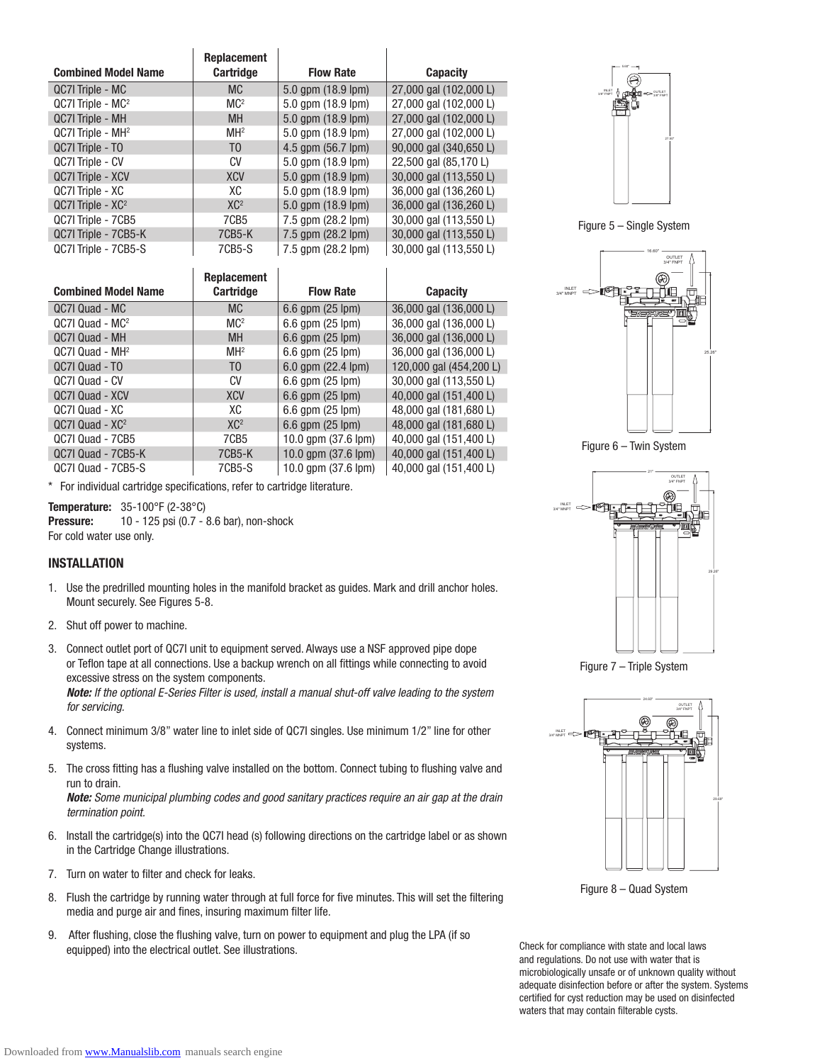| Combined Model Name | Replacement Cartridge | Flow Rate | Capacity |
|---|---|---|---|
| QC7I Triple - MC | MC | 5.0 gpm (18.9 lpm) | 27,000 gal (102,000 L) |
| QC7I Triple - MC[2] | MC[2] | 5.0 gpm (18.9 lpm) | 27,000 gal (102,000 L) |
| QC7I Triple - MH | MH | 5.0 gpm (18.9 lpm) | 27,000 gal (102,000 L) |
| QC7I Triple - MH[2] | MH[2] | 5.0 gpm (18.9 lpm) | 27,000 gal (102,000 L) |
| QC7I Triple - TO | TO | 4.5 gpm (56.7 lpm) | 90,000 gal (340,650 L) |
| QC7I Triple - CV | CV | 5.0 gpm (18.9 lpm) | 22,500 gal (85,170 L) |
| QC7I Triple - XCV | XCV | 5.0 gpm (18.9 lpm) | 30,000 gal (113,550 L) |
| QC7I Triple - XC | XC | 5.0 gpm (18.9 lpm) | 36,000 gal (136,260 L) |
| QC7I Triple - XC[2] | XC[2] | 5.0 gpm (18.9 lpm) | 36,000 gal (136,260 L) |
| QC7I Triple - 7CB5 | 7CB5 | 7.5 gpm (28.2 lpm) | 30,000 gal (113,550 L) |
| QC7I Triple - 7CB5-K | 7CB5-K | 7.5 gpm (28.2 lpm) | 30,000 gal (113,550 L) |
| QC7I Triple - 7CB5-S | 7CB5-S | 7.5 gpm (28.2 lpm) | 30,000 gal (113,550 L) |

| Combined Model Name | Replacement Cartridge | Flow Rate | Capacity |
|---|---|---|---|
| QC7I Quad - MC | MC | 6.6 gpm (25 lpm) | 36,000 gal (136,000 L) |
| QC7I Quad - MC[2] | MC[2] | 6.6 gpm (25 lpm) | 36,000 gal (136,000 L) |
| QC7I Quad - MH | MH | 6.6 gpm (25 lpm) | 36,000 gal (136,000 L) |
| QC7I Quad - MH[2] | MH[2] | 6.6 gpm (25 lpm) | 36,000 gal (136,000 L) |
| QC7I Quad - TO | TO | 6.0 gpm (22.4 lpm) | 120,000 gal (454,200 L) |
| QC7I Quad - CV | CV | 6.6 gpm (25 lpm) | 30,000 gal (113,550 L) |
| QC7I Quad - XCV | XCV | 6.6 gpm (25 lpm) | 40,000 gal (151,400 L) |
| QC7I Quad - XC | XC | 6.6 gpm (25 lpm) | 48,000 gal (181,680 L) |
| QC7I Quad - XC[2] | XC[2] | 6.6 gpm (25 lpm) | 48,000 gal (181,680 L) |
| QC7I Quad - 7CB5 | 7CB5 | 10.0 gpm (37.6 lpm) | 40,000 gal (151,400 L) |
| QC7I Quad - 7CB5-K | 7CB5-K | 10.0 gpm (37.6 lpm) | 40,000 gal (151,400 L) |
| QC7I Quad - 7CB5-S | 7CB5-S | 10.0 gpm (37.6 lpm) | 40,000 gal (151,400 L) |

\* For individual cartridge specifications, refer to cartridge literature.

**Temperature:** 35-100°F (2-38°C)
**Pressure:** 10 - 125 psi (0.7 - 8.6 bar), non-shock
For cold water use only.

## INSTALLATION

1. Use the predrilled mounting holes in the manifold bracket as guides. Mark and drill anchor holes. Mount securely. See Figures 5-8.
2. Shut off power to machine.
3. Connect outlet port of QC7I unit to equipment served. Always use a NSF approved pipe dope or Teflon tape at all connections. Use a backup wrench on all fittings while connecting to avoid excessive stress on the system components.
   ***Note:*** *If the optional E-Series Filter is used, install a manual shut-off valve leading to the system for servicing.*
4. Connect minimum 3/8" water line to inlet side of QC7I singles. Use minimum 1/2" line for other systems.
5. The cross fitting has a flushing valve installed on the bottom. Connect tubing to flushing valve and run to drain.
   ***Note:*** *Some municipal plumbing codes and good sanitary practices require an air gap at the drain termination point.*
6. Install the cartridge(s) into the QC7I head (s) following directions on the cartridge label or as shown in the Cartridge Change illustrations.
7. Turn on water to filter and check for leaks.
8. Flush the cartridge by running water through at full force for five minutes. This will set the filtering media and purge air and fines, insuring maximum filter life.
9. After flushing, close the flushing valve, turn on power to equipment and plug the LPA (if so equipped) into the electrical outlet. See illustrations.

Figure 5 – Single System

Figure 6 – Twin System

Figure 7 – Triple System

Figure 8 – Quad System

Check for compliance with state and local laws and regulations. Do not use with water that is microbiologically unsafe or of unknown quality without adequate disinfection before or after the system. Systems certified for cyst reduction may be used on disinfected waters that may contain filterable cysts.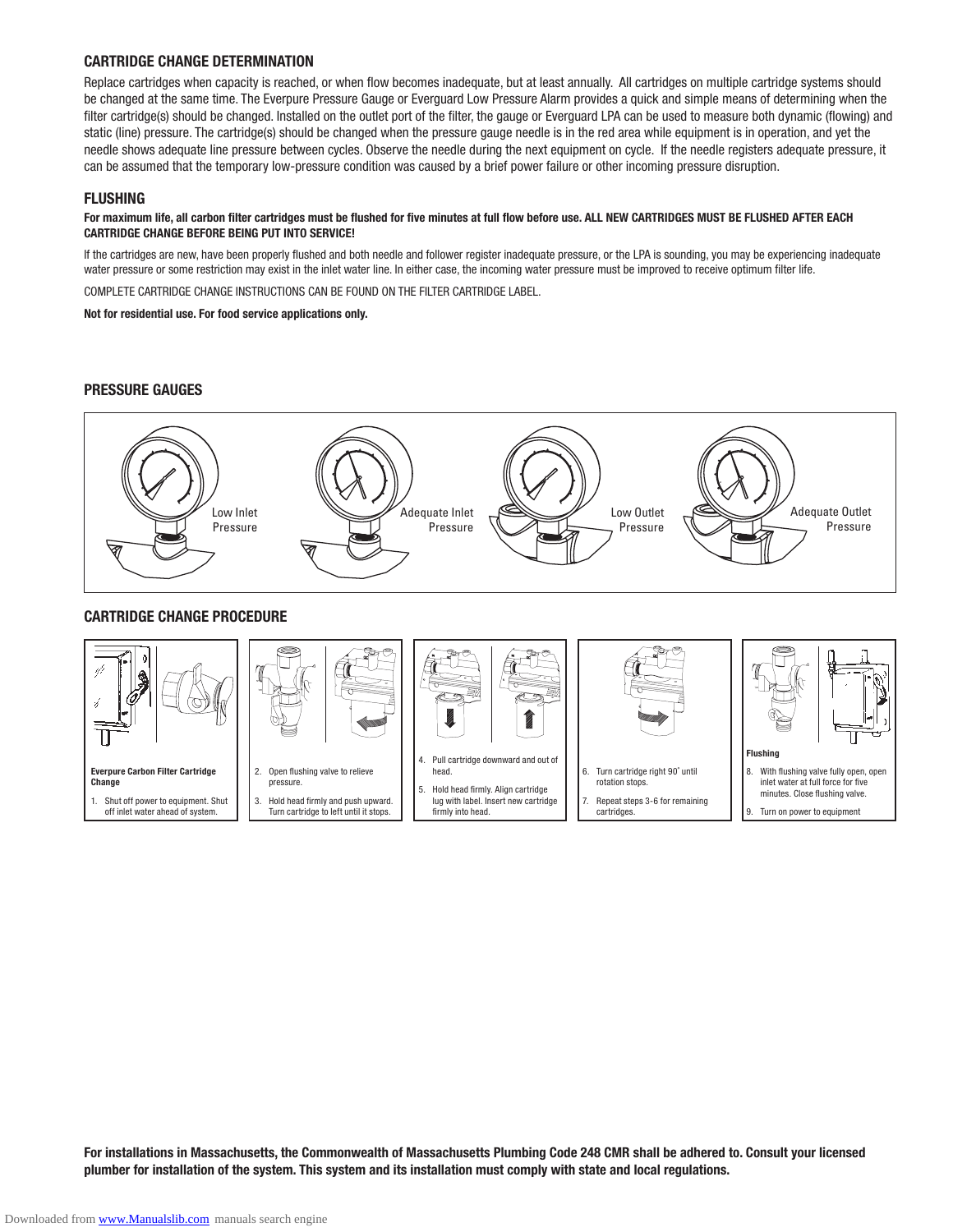## CARTRIDGE CHANGE DETERMINATION

Replace cartridges when capacity is reached, or when flow becomes inadequate, but at least annually. All cartridges on multiple cartridge systems should be changed at the same time. The Everpure Pressure Gauge or Everguard Low Pressure Alarm provides a quick and simple means of determining when the filter cartridge(s) should be changed. Installed on the outlet port of the filter, the gauge or Everguard LPA can be used to measure both dynamic (flowing) and static (line) pressure. The cartridge(s) should be changed when the pressure gauge needle is in the red area while equipment is in operation, and yet the needle shows adequate line pressure between cycles. Observe the needle during the next equipment on cycle. If the needle registers adequate pressure, it can be assumed that the temporary low-pressure condition was caused by a brief power failure or other incoming pressure disruption.

## FLUSHING

**For maximum life, all carbon filter cartridges must be flushed for five minutes at full flow before use. ALL NEW CARTRIDGES MUST BE FLUSHED AFTER EACH CARTRIDGE CHANGE BEFORE BEING PUT INTO SERVICE!**

If the cartridges are new, have been properly flushed and both needle and follower register inadequate pressure, or the LPA is sounding, you may be experiencing inadequate water pressure or some restriction may exist in the inlet water line. In either case, the incoming water pressure must be improved to receive optimum filter life.

COMPLETE CARTRIDGE CHANGE INSTRUCTIONS CAN BE FOUND ON THE FILTER CARTRIDGE LABEL.

**Not for residential use. For food service applications only.**

## PRESSURE GAUGES

Low Inlet Pressure

Adequate Inlet Pressure

Low Outlet Pressure

Adequate Outlet Pressure

## CARTRIDGE CHANGE PROCEDURE

**Everpure Carbon Filter Cartridge Change**

1. Shut off power to equipment. Shut off inlet water ahead of system.
2. Open flushing valve to relieve pressure.
3. Hold head firmly and push upward. Turn cartridge to left until it stops.
4. Pull cartridge downward and out of head.
5. Hold head firmly. Align cartridge lug with label. Insert new cartridge firmly into head.
6. Turn cartridge right 90˚ until rotation stops.
7. Repeat steps 3-6 for remaining cartridges.

**Flushing**

8. With flushing valve fully open, open inlet water at full force for five minutes. Close flushing valve.
9. Turn on power to equipment

**For installations in Massachusetts, the Commonwealth of Massachusetts Plumbing Code 248 CMR shall be adhered to. Consult your licensed plumber for installation of the system. This system and its installation must comply with state and local regulations.**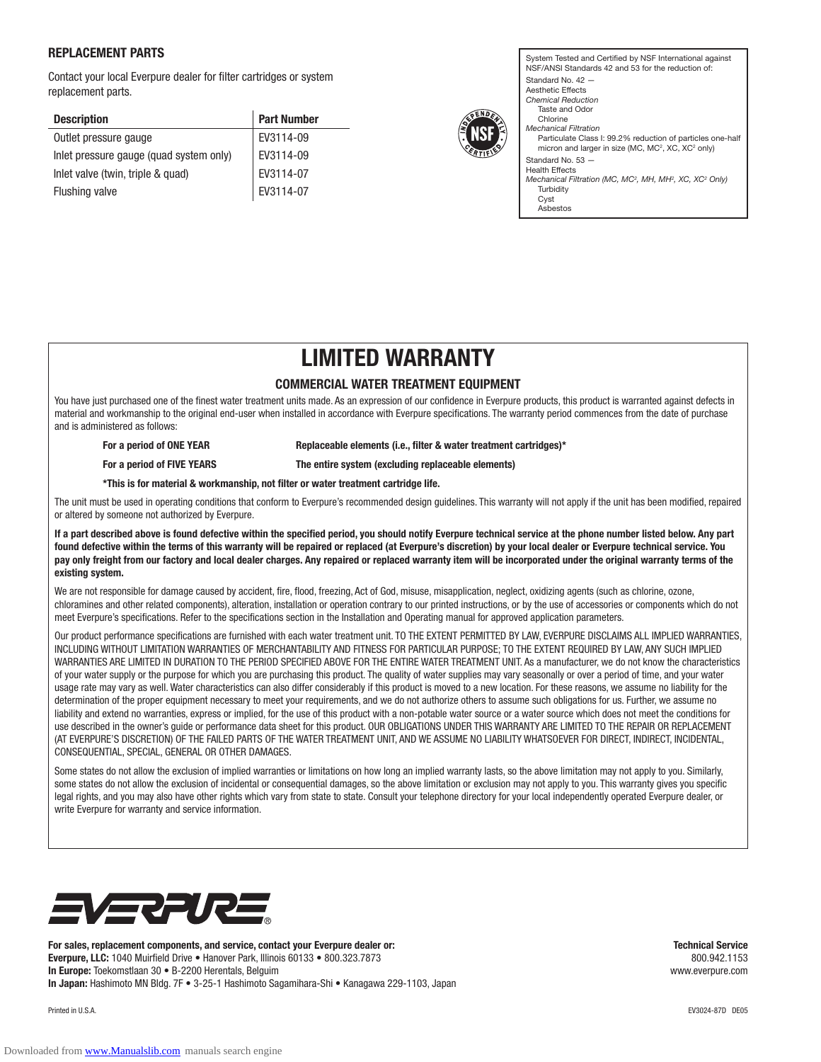## REPLACEMENT PARTS

Contact your local Everpure dealer for filter cartridges or system replacement parts.

| Description | Part Number |
|---|---|
| Outlet pressure gauge | EV3114-09 |
| Inlet pressure gauge (quad system only) | EV3114-09 |
| Inlet valve (twin, triple & quad) | EV3114-07 |
| Flushing valve | EV3114-07 |

INDEPENDENTLY NSF CERTIFIED

System Tested and Certified by NSF International against NSF/ANSI Standards 42 and 53 for the reduction of:

Standard No. 42 —
Aesthetic Effects
*Chemical Reduction*
- Taste and Odor
- Chlorine

*Mechanical Filtration*
- Particulate Class I: 99.2% reduction of particles one-half micron and larger in size (MC, MC², XC, XC² only)

Standard No. 53 —
Health Effects
*Mechanical Filtration (MC, MC², MH, MH², XC, XC² Only)*
- Turbidity
- Cyst
- Asbestos

# LIMITED WARRANTY

## COMMERCIAL WATER TREATMENT EQUIPMENT

You have just purchased one of the finest water treatment units made. As an expression of our confidence in Everpure products, this product is warranted against defects in material and workmanship to the original end-user when installed in accordance with Everpure specifications. The warranty period commences from the date of purchase and is administered as follows:

**For a period of ONE YEAR** — **Replaceable elements (i.e., filter & water treatment cartridges)***

**For a period of FIVE YEARS** — **The entire system (excluding replaceable elements)**

***This is for material & workmanship, not filter or water treatment cartridge life.**

The unit must be used in operating conditions that conform to Everpure's recommended design guidelines. This warranty will not apply if the unit has been modified, repaired or altered by someone not authorized by Everpure.

**If a part described above is found defective within the specified period, you should notify Everpure technical service at the phone number listed below. Any part found defective within the terms of this warranty will be repaired or replaced (at Everpure's discretion) by your local dealer or Everpure technical service. You pay only freight from our factory and local dealer charges. Any repaired or replaced warranty item will be incorporated under the original warranty terms of the existing system.**

We are not responsible for damage caused by accident, fire, flood, freezing, Act of God, misuse, misapplication, neglect, oxidizing agents (such as chlorine, ozone, chloramines and other related components), alteration, installation or operation contrary to our printed instructions, or by the use of accessories or components which do not meet Everpure's specifications. Refer to the specifications section in the Installation and Operating manual for approved application parameters.

Our product performance specifications are furnished with each water treatment unit. TO THE EXTENT PERMITTED BY LAW, EVERPURE DISCLAIMS ALL IMPLIED WARRANTIES, INCLUDING WITHOUT LIMITATION WARRANTIES OF MERCHANTABILITY AND FITNESS FOR PARTICULAR PURPOSE; TO THE EXTENT REQUIRED BY LAW, ANY SUCH IMPLIED WARRANTIES ARE LIMITED IN DURATION TO THE PERIOD SPECIFIED ABOVE FOR THE ENTIRE WATER TREATMENT UNIT. As a manufacturer, we do not know the characteristics of your water supply or the purpose for which you are purchasing this product. The quality of water supplies may vary seasonally or over a period of time, and your water usage rate may vary as well. Water characteristics can also differ considerably if this product is moved to a new location. For these reasons, we assume no liability for the determination of the proper equipment necessary to meet your requirements, and we do not authorize others to assume such obligations for us. Further, we assume no liability and extend no warranties, express or implied, for the use of this product with a non-potable water source or a water source which does not meet the conditions for use described in the owner's guide or performance data sheet for this product. OUR OBLIGATIONS UNDER THIS WARRANTY ARE LIMITED TO THE REPAIR OR REPLACEMENT (AT EVERPURE'S DISCRETION) OF THE FAILED PARTS OF THE WATER TREATMENT UNIT, AND WE ASSUME NO LIABILITY WHATSOEVER FOR DIRECT, INDIRECT, INCIDENTAL, CONSEQUENTIAL, SPECIAL, GENERAL OR OTHER DAMAGES.

Some states do not allow the exclusion of implied warranties or limitations on how long an implied warranty lasts, so the above limitation may not apply to you. Similarly, some states do not allow the exclusion of incidental or consequential damages, so the above limitation or exclusion may not apply to you. This warranty gives you specific legal rights, and you may also have other rights which vary from state to state. Consult your telephone directory for your local independently operated Everpure dealer, or write Everpure for warranty and service information.

EVERPURE®

**For sales, replacement components, and service, contact your Everpure dealer or:**
**Everpure, LLC:** 1040 Muirfield Drive • Hanover Park, Illinois 60133 • 800.323.7873
**In Europe:** Toekomstlaan 30 • B-2200 Herentals, Belguim
**In Japan:** Hashimoto MN Bldg. 7F • 3-25-1 Hashimoto Sagamihara-Shi • Kanagawa 229-1103, Japan

**Technical Service**
800.942.1153
www.everpure.com

Printed in U.S.A.

EV3024-87D DE05